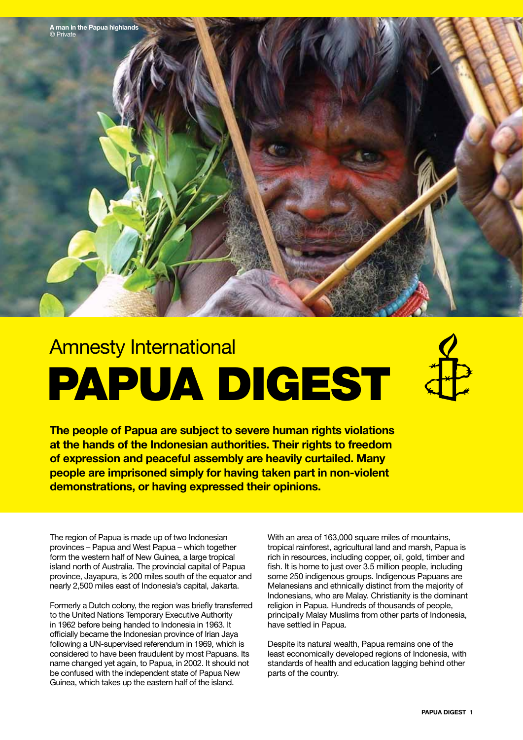A man in the Papua highlands
© Private

Amnesty International

# PAPUA DIGEST

**The people of Papua are subject to severe human rights violations at the hands of the Indonesian authorities. Their rights to freedom of expression and peaceful assembly are heavily curtailed. Many people are imprisoned simply for having taken part in non-violent demonstrations, or having expressed their opinions.**

The region of Papua is made up of two Indonesian provinces – Papua and West Papua – which together form the western half of New Guinea, a large tropical island north of Australia. The provincial capital of Papua province, Jayapura, is 200 miles south of the equator and nearly 2,500 miles east of Indonesia's capital, Jakarta.

Formerly a Dutch colony, the region was briefly transferred to the United Nations Temporary Executive Authority in 1962 before being handed to Indonesia in 1963. It officially became the Indonesian province of Irian Jaya following a UN-supervised referendum in 1969, which is considered to have been fraudulent by most Papuans. Its name changed yet again, to Papua, in 2002. It should not be confused with the independent state of Papua New Guinea, which takes up the eastern half of the island.

With an area of 163,000 square miles of mountains, tropical rainforest, agricultural land and marsh, Papua is rich in resources, including copper, oil, gold, timber and fish. It is home to just over 3.5 million people, including some 250 indigenous groups. Indigenous Papuans are Melanesians and ethnically distinct from the majority of Indonesians, who are Malay. Christianity is the dominant religion in Papua. Hundreds of thousands of people, principally Malay Muslims from other parts of Indonesia, have settled in Papua.

Despite its natural wealth, Papua remains one of the least economically developed regions of Indonesia, with standards of health and education lagging behind other parts of the country.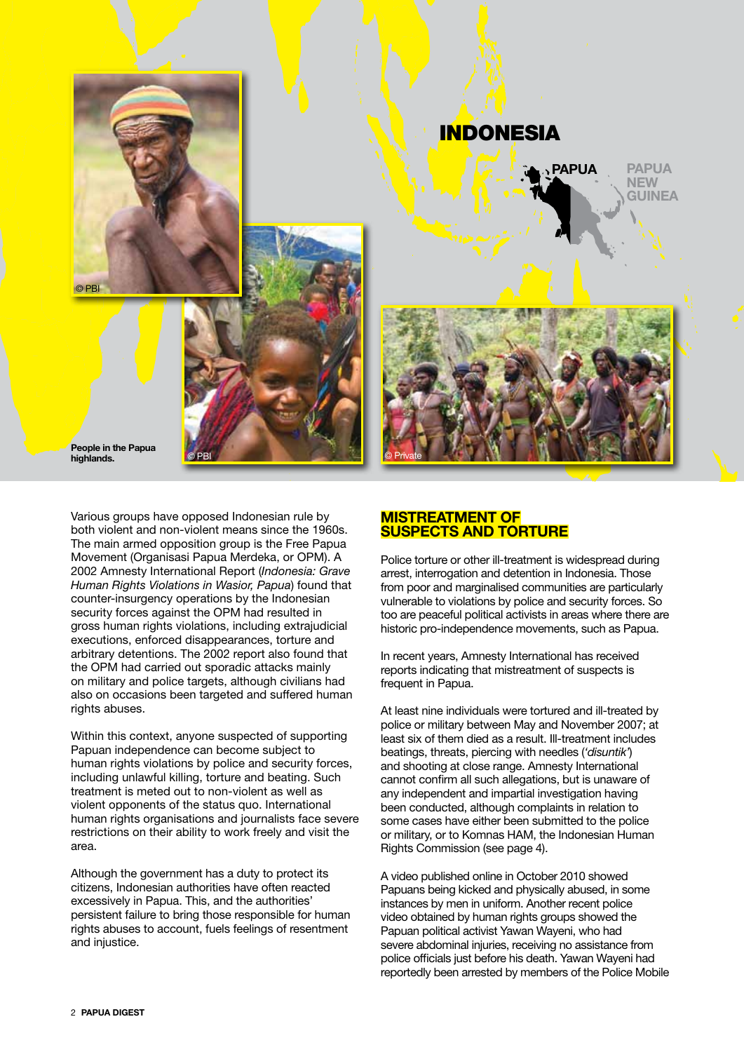People in the Papua highlands.

Various groups have opposed Indonesian rule by both violent and non-violent means since the 1960s. The main armed opposition group is the Free Papua Movement (Organisasi Papua Merdeka, or OPM). A 2002 Amnesty International Report (*Indonesia: Grave Human Rights Violations in Wasior, Papua*) found that counter-insurgency operations by the Indonesian security forces against the OPM had resulted in gross human rights violations, including extrajudicial executions, enforced disappearances, torture and arbitrary detentions. The 2002 report also found that the OPM had carried out sporadic attacks mainly on military and police targets, although civilians had also on occasions been targeted and suffered human rights abuses.

Within this context, anyone suspected of supporting Papuan independence can become subject to human rights violations by police and security forces, including unlawful killing, torture and beating. Such treatment is meted out to non-violent as well as violent opponents of the status quo. International human rights organisations and journalists face severe restrictions on their ability to work freely and visit the area.

Although the government has a duty to protect its citizens, Indonesian authorities have often reacted excessively in Papua. This, and the authorities' persistent failure to bring those responsible for human rights abuses to account, fuels feelings of resentment and injustice.

## MISTREATMENT OF SUSPECTS AND TORTURE

Police torture or other ill-treatment is widespread during arrest, interrogation and detention in Indonesia. Those from poor and marginalised communities are particularly vulnerable to violations by police and security forces. So too are peaceful political activists in areas where there are historic pro-independence movements, such as Papua.

In recent years, Amnesty International has received reports indicating that mistreatment of suspects is frequent in Papua.

At least nine individuals were tortured and ill-treated by police or military between May and November 2007; at least six of them died as a result. Ill-treatment includes beatings, threats, piercing with needles (*'disuntik'*) and shooting at close range. Amnesty International cannot confirm all such allegations, but is unaware of any independent and impartial investigation having been conducted, although complaints in relation to some cases have either been submitted to the police or military, or to Komnas HAM, the Indonesian Human Rights Commission (see page 4).

A video published online in October 2010 showed Papuans being kicked and physically abused, in some instances by men in uniform. Another recent police video obtained by human rights groups showed the Papuan political activist Yawan Wayeni, who had severe abdominal injuries, receiving no assistance from police officials just before his death. Yawan Wayeni had reportedly been arrested by members of the Police Mobile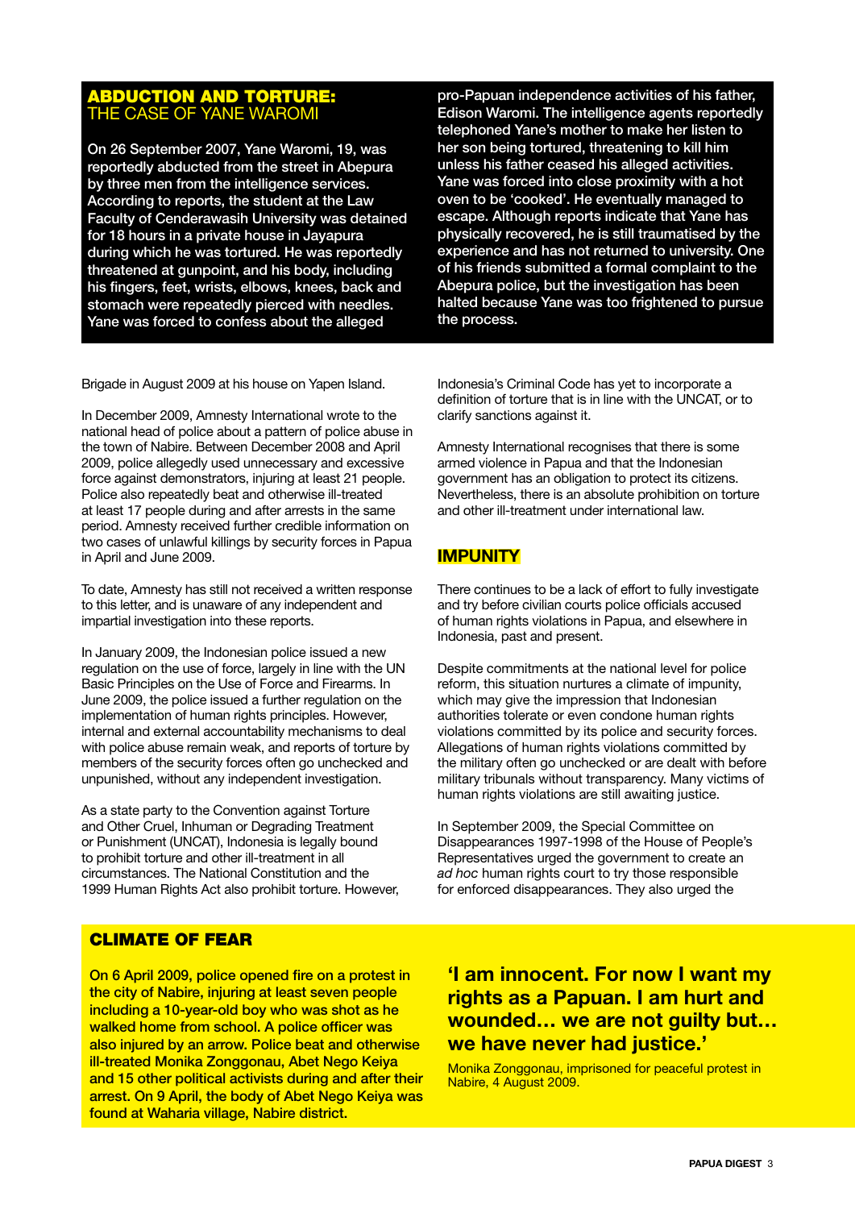## ABDUCTION AND TORTURE: THE CASE OF YANE WAROMI

On 26 September 2007, Yane Waromi, 19, was reportedly abducted from the street in Abepura by three men from the intelligence services. According to reports, the student at the Law Faculty of Cenderawasih University was detained for 18 hours in a private house in Jayapura during which he was tortured. He was reportedly threatened at gunpoint, and his body, including his fingers, feet, wrists, elbows, knees, back and stomach were repeatedly pierced with needles. Yane was forced to confess about the alleged pro-Papuan independence activities of his father, Edison Waromi. The intelligence agents reportedly telephoned Yane's mother to make her listen to her son being tortured, threatening to kill him unless his father ceased his alleged activities. Yane was forced into close proximity with a hot oven to be 'cooked'. He eventually managed to escape. Although reports indicate that Yane has physically recovered, he is still traumatised by the experience and has not returned to university. One of his friends submitted a formal complaint to the Abepura police, but the investigation has been halted because Yane was too frightened to pursue the process.

Brigade in August 2009 at his house on Yapen Island.

In December 2009, Amnesty International wrote to the national head of police about a pattern of police abuse in the town of Nabire. Between December 2008 and April 2009, police allegedly used unnecessary and excessive force against demonstrators, injuring at least 21 people. Police also repeatedly beat and otherwise ill-treated at least 17 people during and after arrests in the same period. Amnesty received further credible information on two cases of unlawful killings by security forces in Papua in April and June 2009.

To date, Amnesty has still not received a written response to this letter, and is unaware of any independent and impartial investigation into these reports.

In January 2009, the Indonesian police issued a new regulation on the use of force, largely in line with the UN Basic Principles on the Use of Force and Firearms. In June 2009, the police issued a further regulation on the implementation of human rights principles. However, internal and external accountability mechanisms to deal with police abuse remain weak, and reports of torture by members of the security forces often go unchecked and unpunished, without any independent investigation.

As a state party to the Convention against Torture and Other Cruel, Inhuman or Degrading Treatment or Punishment (UNCAT), Indonesia is legally bound to prohibit torture and other ill-treatment in all circumstances. The National Constitution and the 1999 Human Rights Act also prohibit torture. However, Indonesia's Criminal Code has yet to incorporate a definition of torture that is in line with the UNCAT, or to clarify sanctions against it.

Amnesty International recognises that there is some armed violence in Papua and that the Indonesian government has an obligation to protect its citizens. Nevertheless, there is an absolute prohibition on torture and other ill-treatment under international law.

## IMPUNITY

There continues to be a lack of effort to fully investigate and try before civilian courts police officials accused of human rights violations in Papua, and elsewhere in Indonesia, past and present.

Despite commitments at the national level for police reform, this situation nurtures a climate of impunity, which may give the impression that Indonesian authorities tolerate or even condone human rights violations committed by its police and security forces. Allegations of human rights violations committed by the military often go unchecked or are dealt with before military tribunals without transparency. Many victims of human rights violations are still awaiting justice.

In September 2009, the Special Committee on Disappearances 1997-1998 of the House of People's Representatives urged the government to create an *ad hoc* human rights court to try those responsible for enforced disappearances. They also urged the

## CLIMATE OF FEAR

On 6 April 2009, police opened fire on a protest in the city of Nabire, injuring at least seven people including a 10-year-old boy who was shot as he walked home from school. A police officer was also injured by an arrow. Police beat and otherwise ill-treated Monika Zonggonau, Abet Nego Keiya and 15 other political activists during and after their arrest. On 9 April, the body of Abet Nego Keiya was found at Waharia village, Nabire district.

**'I am innocent. For now I want my rights as a Papuan. I am hurt and wounded… we are not guilty but… we have never had justice.'**

Monika Zonggonau, imprisoned for peaceful protest in Nabire, 4 August 2009.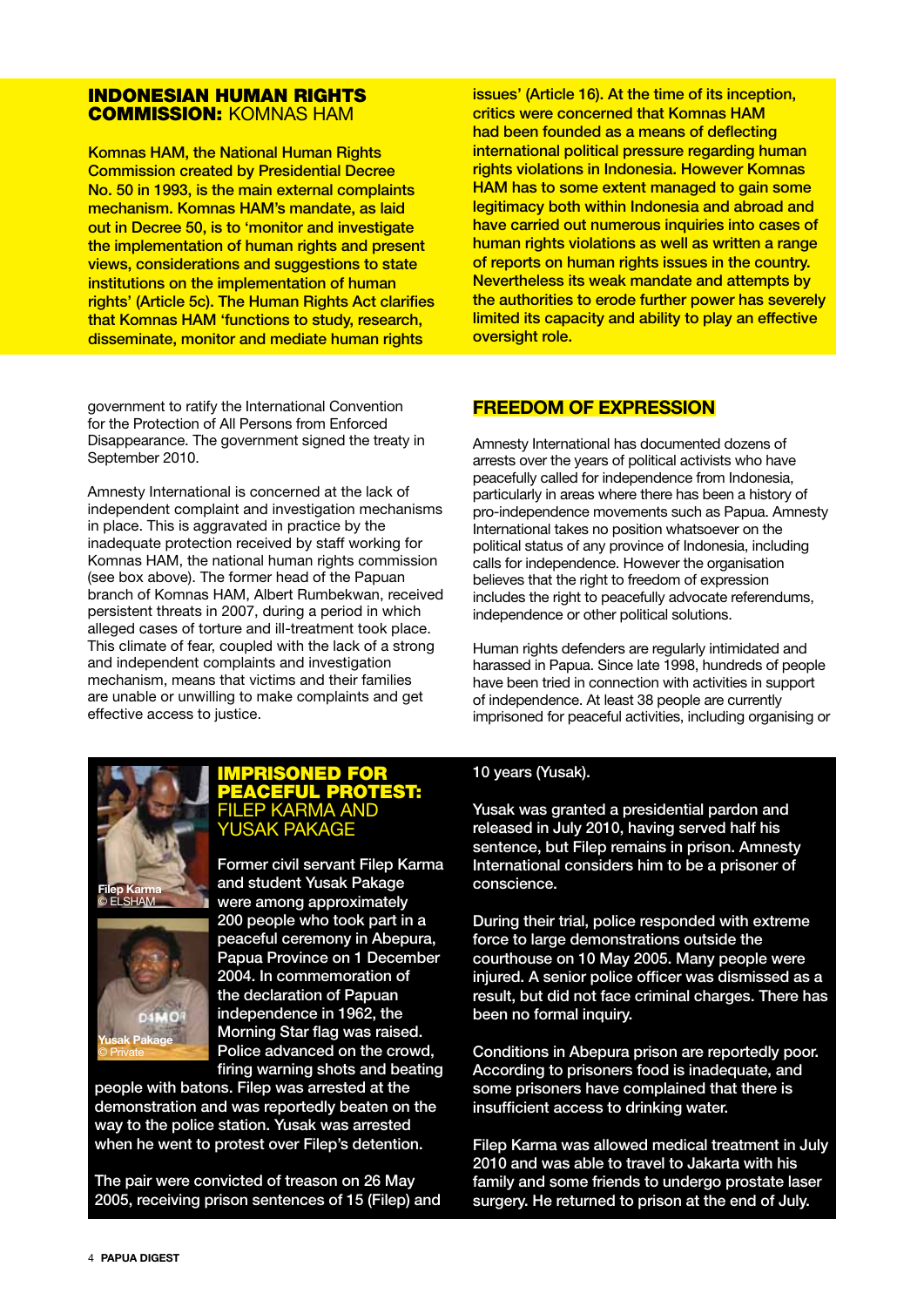## INDONESIAN HUMAN RIGHTS COMMISSION: KOMNAS HAM

Komnas HAM, the National Human Rights Commission created by Presidential Decree No. 50 in 1993, is the main external complaints mechanism. Komnas HAM's mandate, as laid out in Decree 50, is to 'monitor and investigate the implementation of human rights and present views, considerations and suggestions to state institutions on the implementation of human rights' (Article 5c). The Human Rights Act clarifies that Komnas HAM 'functions to study, research, disseminate, monitor and mediate human rights issues' (Article 16). At the time of its inception, critics were concerned that Komnas HAM had been founded as a means of deflecting international political pressure regarding human rights violations in Indonesia. However Komnas HAM has to some extent managed to gain some legitimacy both within Indonesia and abroad and have carried out numerous inquiries into cases of human rights violations as well as written a range of reports on human rights issues in the country. Nevertheless its weak mandate and attempts by the authorities to erode further power has severely limited its capacity and ability to play an effective oversight role.

government to ratify the International Convention for the Protection of All Persons from Enforced Disappearance. The government signed the treaty in September 2010.

Amnesty International is concerned at the lack of independent complaint and investigation mechanisms in place. This is aggravated in practice by the inadequate protection received by staff working for Komnas HAM, the national human rights commission (see box above). The former head of the Papuan branch of Komnas HAM, Albert Rumbekwan, received persistent threats in 2007, during a period in which alleged cases of torture and ill-treatment took place. This climate of fear, coupled with the lack of a strong and independent complaint and investigation mechanism, means that victims and their families are unable or unwilling to make complaints and get effective access to justice.

## FREEDOM OF EXPRESSION

Amnesty International has documented dozens of arrests over the years of political activists who have peacefully called for independence from Indonesia, particularly in areas where there has been a history of pro-independence movements such as Papua. Amnesty International takes no position whatsoever on the political status of any province of Indonesia, including calls for independence. However the organisation believes that the right to freedom of expression includes the right to peacefully advocate referendums, independence or other political solutions.

Human rights defenders are regularly intimidated and harassed in Papua. Since late 1998, hundreds of people have been tried in connection with activities in support of independence. At least 38 people are currently imprisoned for peaceful activities, including organising or

## IMPRISONED FOR PEACEFUL PROTEST: FILEP KARMA AND YUSAK PAKAGE

Filep Karma
© ELSHAM

Yusak Pakage
© Private

Former civil servant Filep Karma and student Yusak Pakage were among approximately 200 people who took part in a peaceful ceremony in Abepura, Papua Province on 1 December 2004. In commemoration of the declaration of Papuan independence in 1962, the Morning Star flag was raised. Police advanced on the crowd, firing warning shots and beating people with batons. Filep was arrested at the demonstration and was reportedly beaten on the way to the police station. Yusak was arrested when he went to protest over Filep's detention.

The pair were convicted of treason on 26 May 2005, receiving prison sentences of 15 (Filep) and 10 years (Yusak).

Yusak was granted a presidential pardon and released in July 2010, having served half his sentence, but Filep remains in prison. Amnesty International considers him to be a prisoner of conscience.

During their trial, police responded with extreme force to large demonstrations outside the courthouse on 10 May 2005. Many people were injured. A senior police officer was dismissed as a result, but did not face criminal charges. There has been no formal inquiry.

Conditions in Abepura prison are reportedly poor. According to prisoners food is inadequate, and some prisoners have complained that there is insufficient access to drinking water.

Filep Karma was allowed medical treatment in July 2010 and was able to travel to Jakarta with his family and some friends to undergo prostate laser surgery. He returned to prison at the end of July.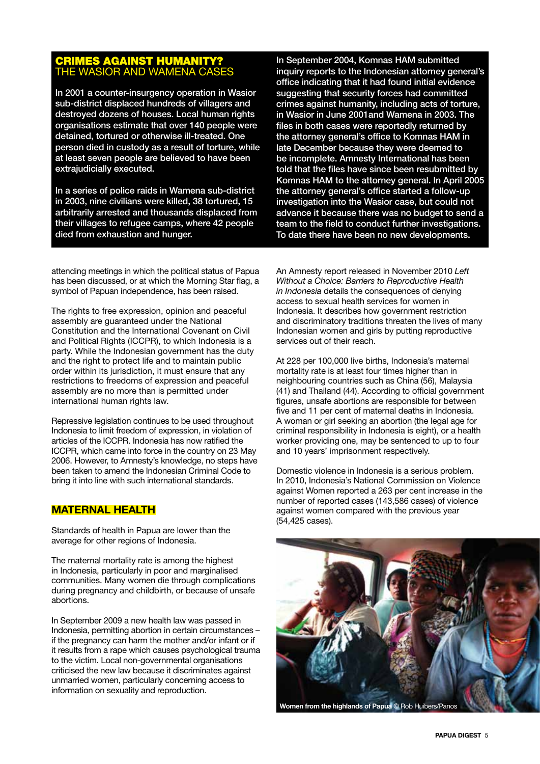## CRIMES AGAINST HUMANITY? THE WASIOR AND WAMENA CASES

In 2001 a counter-insurgency operation in Wasior sub-district displaced hundreds of villagers and destroyed dozens of houses. Local human rights organisations estimate that over 140 people were detained, tortured or otherwise ill-treated. One person died in custody as a result of torture, while at least seven people are believed to have been extrajudicially executed.

In a series of police raids in Wamena sub-district in 2003, nine civilians were killed, 38 tortured, 15 arbitrarily arrested and thousands displaced from their villages to refugee camps, where 42 people died from exhaustion and hunger.

In September 2004, Komnas HAM submitted inquiry reports to the Indonesian attorney general's office indicating that it had found initial evidence suggesting that security forces had committed crimes against humanity, including acts of torture, in Wasior in June 2001and Wamena in 2003. The files in both cases were reportedly returned by the attorney general's office to Komnas HAM in late December because they were deemed to be incomplete. Amnesty International has been told that the files have since been resubmitted by Komnas HAM to the attorney general. In April 2005 the attorney general's office started a follow-up investigation into the Wasior case, but could not advance it because there was no budget to send a team to the field to conduct further investigations. To date there have been no new developments.

attending meetings in which the political status of Papua has been discussed, or at which the Morning Star flag, a symbol of Papuan independence, has been raised.

The rights to free expression, opinion and peaceful assembly are guaranteed under the National Constitution and the International Covenant on Civil and Political Rights (ICCPR), to which Indonesia is a party. While the Indonesian government has the duty and the right to protect life and to maintain public order within its jurisdiction, it must ensure that any restrictions to freedoms of expression and peaceful assembly are no more than is permitted under international human rights law.

Repressive legislation continues to be used throughout Indonesia to limit freedom of expression, in violation of articles of the ICCPR. Indonesia has now ratified the ICCPR, which came into force in the country on 23 May 2006. However, to Amnesty's knowledge, no steps have been taken to amend the Indonesian Criminal Code to bring it into line with such international standards.

## MATERNAL HEALTH

Standards of health in Papua are lower than the average for other regions of Indonesia.

The maternal mortality rate is among the highest in Indonesia, particularly in poor and marginalised communities. Many women die through complications during pregnancy and childbirth, or because of unsafe abortions.

In September 2009 a new health law was passed in Indonesia, permitting abortion in certain circumstances – if the pregnancy can harm the mother and/or infant or if it results from a rape which causes psychological trauma to the victim. Local non-governmental organisations criticised the new law because it discriminates against unmarried women, particularly concerning access to information on sexuality and reproduction.

An Amnesty report released in November 2010 *Left Without a Choice: Barriers to Reproductive Health in Indonesia* details the consequences of denying access to sexual health services for women in Indonesia. It describes how government restriction and discriminatory traditions threaten the lives of many Indonesian women and girls by putting reproductive services out of their reach.

At 228 per 100,000 live births, Indonesia's maternal mortality rate is at least four times higher than in neighbouring countries such as China (56), Malaysia (41) and Thailand (44). According to official government figures, unsafe abortions are responsible for between five and 11 per cent of maternal deaths in Indonesia. A woman or girl seeking an abortion (the legal age for criminal responsibility in Indonesia is eight), or a health worker providing one, may be sentenced to up to four and 10 years' imprisonment respectively.

Domestic violence in Indonesia is a serious problem. In 2010, Indonesia's National Commission on Violence against Women reported a 263 per cent increase in the number of reported cases (143,586 cases) of violence against women compared with the previous year (54,425 cases).

**Women from the highlands of Papua** © Rob Huibers/Panos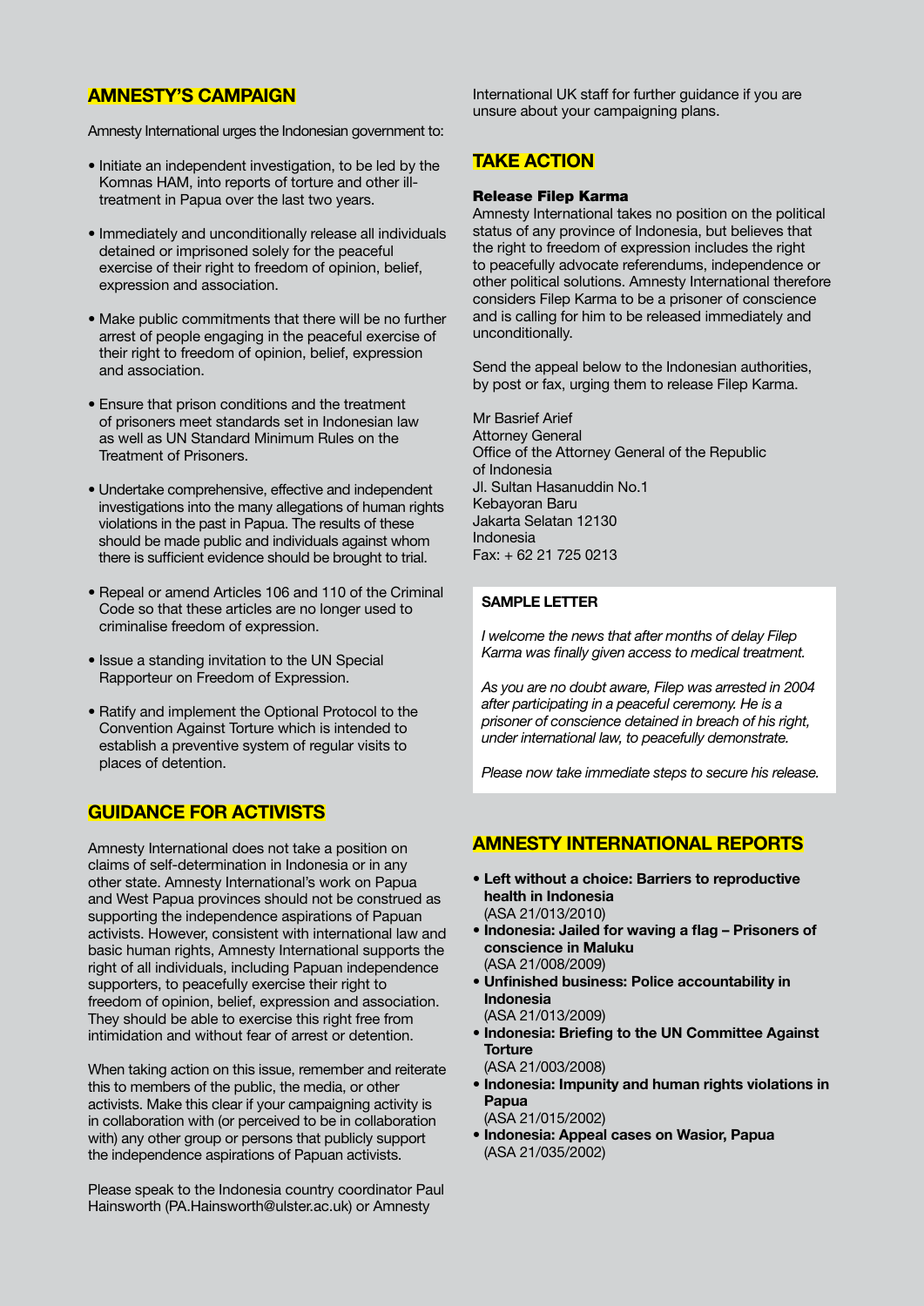## AMNESTY'S CAMPAIGN

Amnesty International urges the Indonesian government to:

- Initiate an independent investigation, to be led by the Komnas HAM, into reports of torture and other ill-treatment in Papua over the last two years.
- Immediately and unconditionally release all individuals detained or imprisoned solely for the peaceful exercise of their right to freedom of opinion, belief, expression and association.
- Make public commitments that there will be no further arrest of people engaging in the peaceful exercise of their right to freedom of opinion, belief, expression and association.
- Ensure that prison conditions and the treatment of prisoners meet standards set in Indonesian law as well as UN Standard Minimum Rules on the Treatment of Prisoners.
- Undertake comprehensive, effective and independent investigations into the many allegations of human rights violations in the past in Papua. The results of these should be made public and individuals against whom there is sufficient evidence should be brought to trial.
- Repeal or amend Articles 106 and 110 of the Criminal Code so that these articles are no longer used to criminalise freedom of expression.
- Issue a standing invitation to the UN Special Rapporteur on Freedom of Expression.
- Ratify and implement the Optional Protocol to the Convention Against Torture which is intended to establish a preventive system of regular visits to places of detention.

## GUIDANCE FOR ACTIVISTS

Amnesty International does not take a position on claims of self-determination in Indonesia or in any other state. Amnesty International's work on Papua and West Papua provinces should not be construed as supporting the independence aspirations of Papuan activists. However, consistent with international law and basic human rights, Amnesty International supports the right of all individuals, including Papuan independence supporters, to peacefully exercise their right to freedom of opinion, belief, expression and association. They should be able to exercise this right free from intimidation and without fear of arrest or detention.

When taking action on this issue, remember and reiterate this to members of the public, the media, or other activists. Make this clear if your campaigning activity is in collaboration with (or perceived to be in collaboration with) any other group or persons that publicly support the independence aspirations of Papuan activists.

Please speak to the Indonesia country coordinator Paul Hainsworth (PA.Hainsworth@ulster.ac.uk) or Amnesty International UK staff for further guidance if you are unsure about your campaigning plans.

## TAKE ACTION

### Release Filep Karma

Amnesty International takes no position on the political status of any province of Indonesia, but believes that the right to freedom of expression includes the right to peacefully advocate referendums, independence or other political solutions. Amnesty International therefore considers Filep Karma to be a prisoner of conscience and is calling for him to be released immediately and unconditionally.

Send the appeal below to the Indonesian authorities, by post or fax, urging them to release Filep Karma.

Mr Basrief Arief
Attorney General
Office of the Attorney General of the Republic of Indonesia
Jl. Sultan Hasanuddin No.1
Kebayoran Baru
Jakarta Selatan 12130
Indonesia
Fax: + 62 21 725 0213

**SAMPLE LETTER**

*I welcome the news that after months of delay Filep Karma was finally given access to medical treatment.*

*As you are no doubt aware, Filep was arrested in 2004 after participating in a peaceful ceremony. He is a prisoner of conscience detained in breach of his right, under international law, to peacefully demonstrate.*

*Please now take immediate steps to secure his release.*

## AMNESTY INTERNATIONAL REPORTS

- **Left without a choice: Barriers to reproductive health in Indonesia** (ASA 21/013/2010)
- **Indonesia: Jailed for waving a flag – Prisoners of conscience in Maluku** (ASA 21/008/2009)
- **Unfinished business: Police accountability in Indonesia** (ASA 21/013/2009)
- **Indonesia: Briefing to the UN Committee Against Torture** (ASA 21/003/2008)
- **Indonesia: Impunity and human rights violations in Papua** (ASA 21/015/2002)
- **Indonesia: Appeal cases on Wasior, Papua** (ASA 21/035/2002)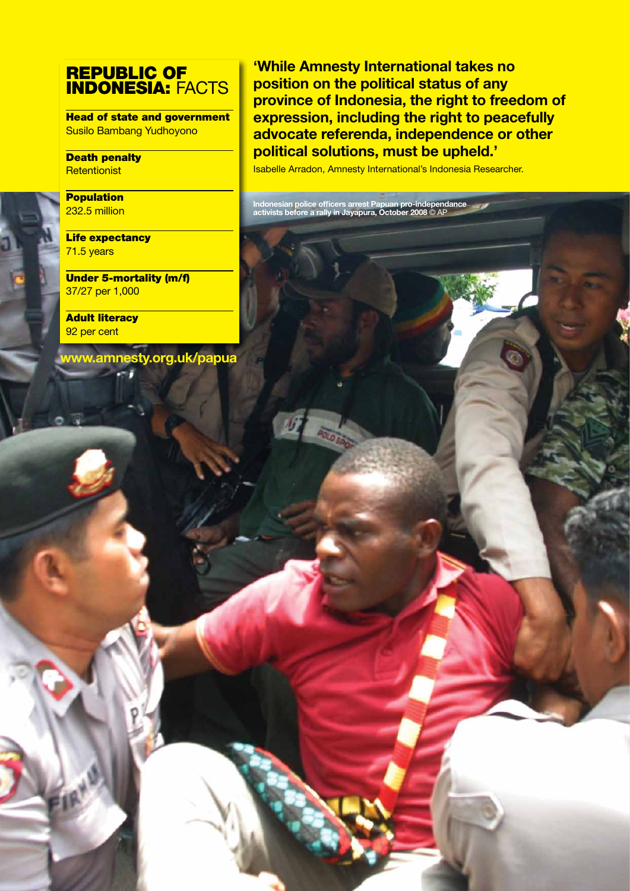## REPUBLIC OF INDONESIA: FACTS

**Head of state and government**
Susilo Bambang Yudhoyono

**Death penalty**
Retentionist

**Population**
232.5 million

**Life expectancy**
71.5 years

**Under 5-mortality (m/f)**
37/27 per 1,000

**Adult literacy**
92 per cent

www.amnesty.org.uk/papua

**'While Amnesty International takes no position on the political status of any province of Indonesia, the right to freedom of expression, including the right to peacefully advocate referenda, independence or other political solutions, must be upheld.'**

Isabelle Arradon, Amnesty International's Indonesia Researcher.

Indonesian police officers arrest Papuan pro-independance activists before a rally in Jayapura, October 2008 © AP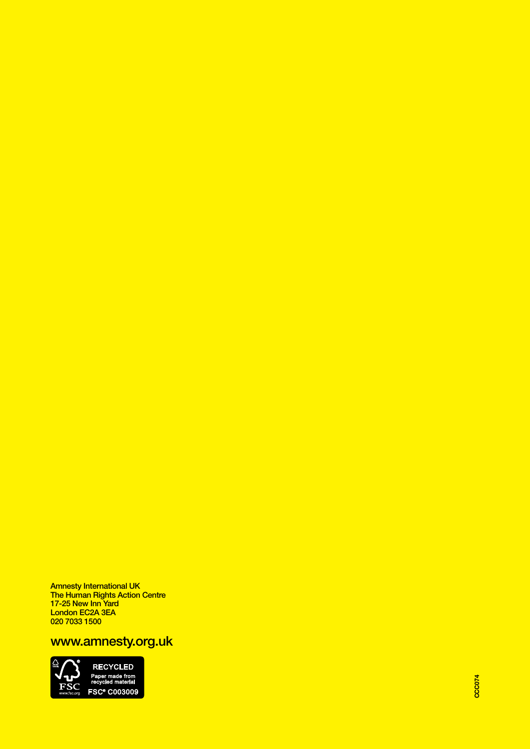Amnesty International UK
The Human Rights Action Centre
17-25 New Inn Yard
London EC2A 3EA
020 7033 1500

www.amnesty.org.uk

FSC
www.fsc.org

RECYCLED
Paper made from recycled material
FSC® C003009

CCC074